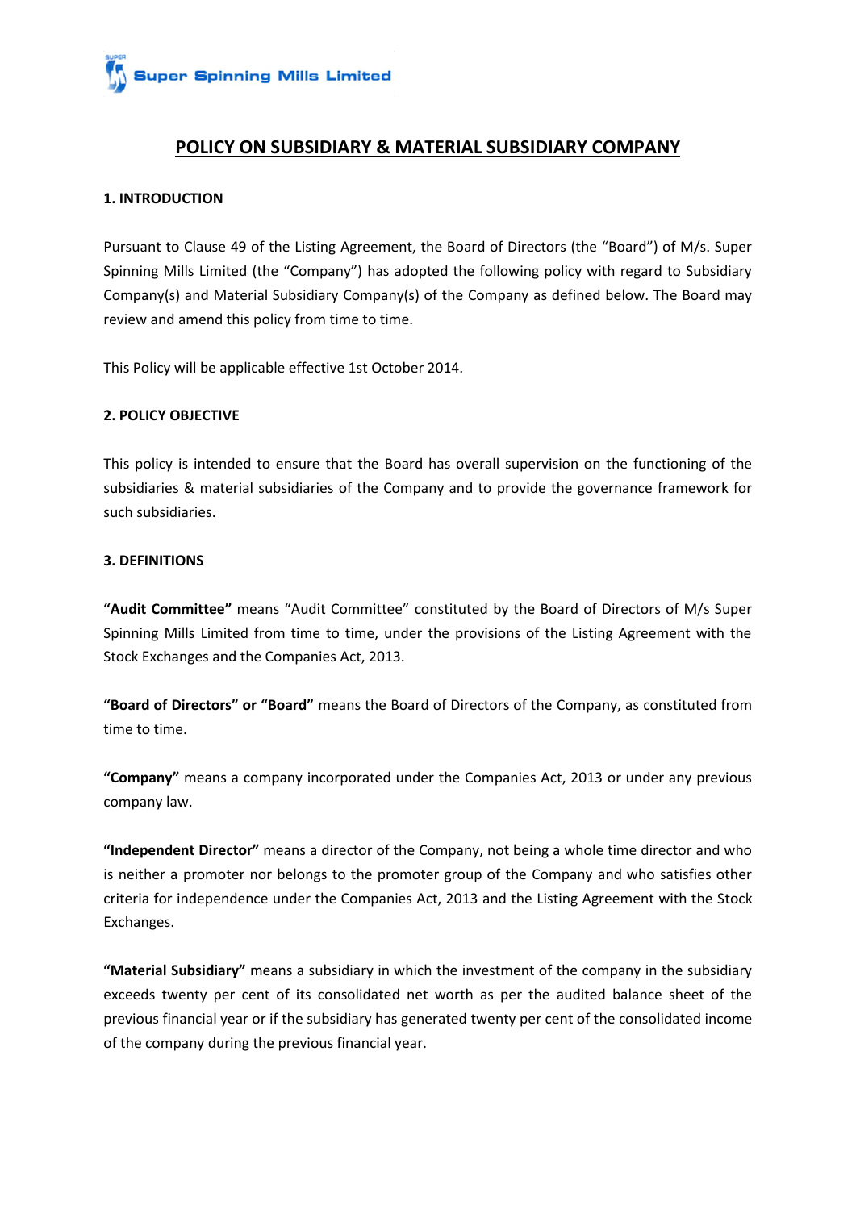# POLICY ON SUBSIDIARY & MATERIAL SUBSIDIARY COMPANY

## 1. INTRODUCTION

Pursuant to Clause 49 of the Listing Agreement, the Board of Directors (the "Board") of M/s. Super Spinning Mills Limited (the "Company") has adopted the following policy with regard to Subsidiary Company(s) and Material Subsidiary Company(s) of the Company as defined below. The Board may review and amend this policy from time to time.

This Policy will be applicable effective 1st October 2014.

## 2. POLICY OBJECTIVE

This policy is intended to ensure that the Board has overall supervision on the functioning of the subsidiaries & material subsidiaries of the Company and to provide the governance framework for such subsidiaries.

## 3. DEFINITIONS

**"Audit Committee"** means "Audit Committee" constituted by the Board of Directors of M/s Super Spinning Mills Limited from time to time, under the provisions of the Listing Agreement with the Stock Exchanges and the Companies Act, 2013.

**"Board of Directors" or "Board"** means the Board of Directors of the Company, as constituted from time to time.

**"Company"** means a company incorporated under the Companies Act, 2013 or under any previous company law.

**"Independent Director"** means a director of the Company, not being a whole time director and who is neither a promoter nor belongs to the promoter group of the Company and who satisfies other criteria for independence under the Companies Act, 2013 and the Listing Agreement with the Stock Exchanges.

**"Material Subsidiary"** means a subsidiary in which the investment of the company in the subsidiary exceeds twenty per cent of its consolidated net worth as per the audited balance sheet of the previous financial year or if the subsidiary has generated twenty per cent of the consolidated income of the company during the previous financial year.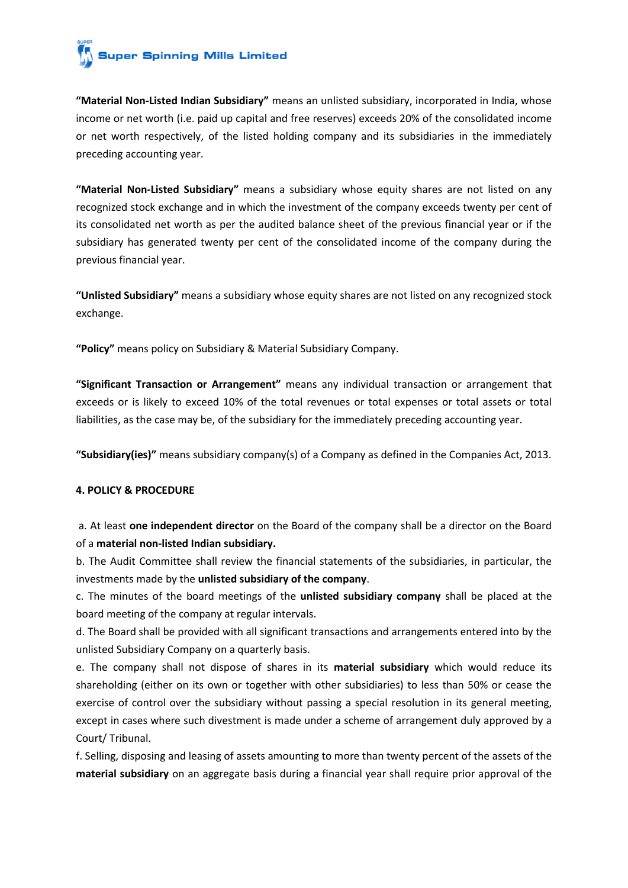**"Material Non-Listed Indian Subsidiary"** means an unlisted subsidiary, incorporated in India, whose income or net worth (i.e. paid up capital and free reserves) exceeds 20% of the consolidated income or net worth respectively, of the listed holding company and its subsidiaries in the immediately preceding accounting year.

**"Material Non-Listed Subsidiary"** means a subsidiary whose equity shares are not listed on any recognized stock exchange and in which the investment of the company exceeds twenty per cent of its consolidated net worth as per the audited balance sheet of the previous financial year or if the subsidiary has generated twenty per cent of the consolidated income of the company during the previous financial year.

**"Unlisted Subsidiary"** means a subsidiary whose equity shares are not listed on any recognized stock exchange.

**"Policy"** means policy on Subsidiary & Material Subsidiary Company.

**"Significant Transaction or Arrangement"** means any individual transaction or arrangement that exceeds or is likely to exceed 10% of the total revenues or total expenses or total assets or total liabilities, as the case may be, of the subsidiary for the immediately preceding accounting year.

**"Subsidiary(ies)"** means subsidiary company(s) of a Company as defined in the Companies Act, 2013.

**4. POLICY & PROCEDURE**

a. At least **one independent director** on the Board of the company shall be a director on the Board of a **material non-listed Indian subsidiary.**

b. The Audit Committee shall review the financial statements of the subsidiaries, in particular, the investments made by the **unlisted subsidiary of the company**.

c. The minutes of the board meetings of the **unlisted subsidiary company** shall be placed at the board meeting of the company at regular intervals.

d. The Board shall be provided with all significant transactions and arrangements entered into by the unlisted Subsidiary Company on a quarterly basis.

e. The company shall not dispose of shares in its **material subsidiary** which would reduce its shareholding (either on its own or together with other subsidiaries) to less than 50% or cease the exercise of control over the subsidiary without passing a special resolution in its general meeting, except in cases where such divestment is made under a scheme of arrangement duly approved by a Court/ Tribunal.

f. Selling, disposing and leasing of assets amounting to more than twenty percent of the assets of the **material subsidiary** on an aggregate basis during a financial year shall require prior approval of the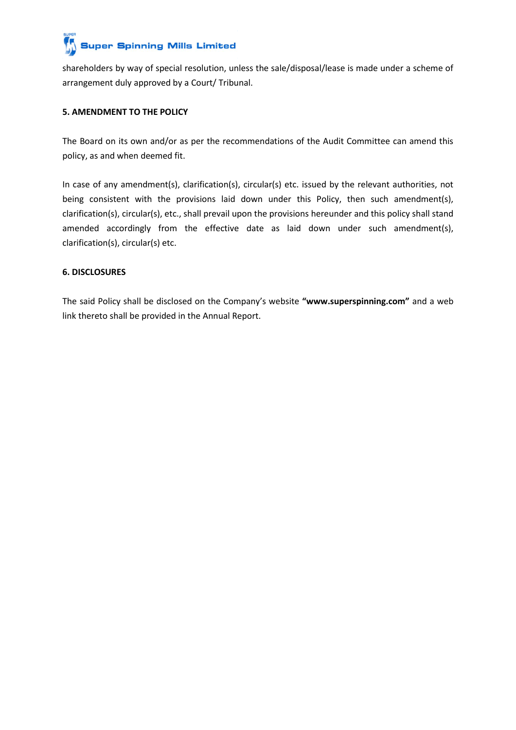shareholders by way of special resolution, unless the sale/disposal/lease is made under a scheme of arrangement duly approved by a Court/ Tribunal.

**5. AMENDMENT TO THE POLICY**

The Board on its own and/or as per the recommendations of the Audit Committee can amend this policy, as and when deemed fit.

In case of any amendment(s), clarification(s), circular(s) etc. issued by the relevant authorities, not being consistent with the provisions laid down under this Policy, then such amendment(s), clarification(s), circular(s), etc., shall prevail upon the provisions hereunder and this policy shall stand amended accordingly from the effective date as laid down under such amendment(s), clarification(s), circular(s) etc.

**6. DISCLOSURES**

The said Policy shall be disclosed on the Company's website **"www.superspinning.com"** and a web link thereto shall be provided in the Annual Report.